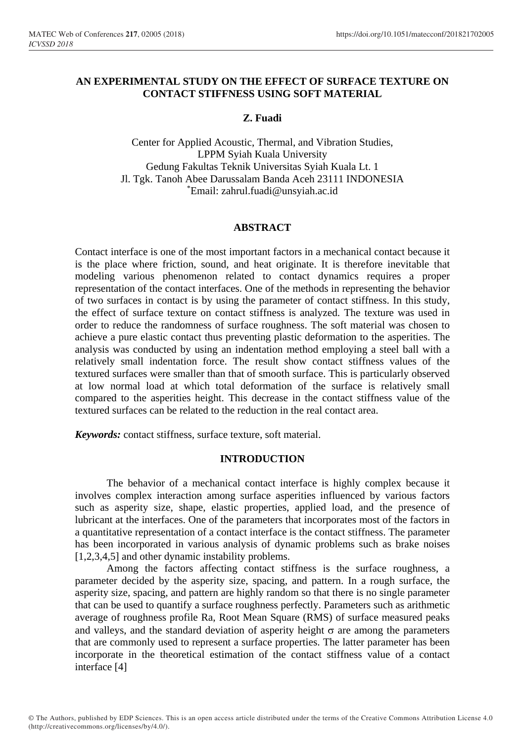# AN EXPERIMENTAL STUDY ON THE EFFECT OF SURFACE TEXTURE ON CONTACT STIFFNESS USING SOFT MATERIAL

**Z. Fuadi**

Center for Applied Acoustic, Thermal, and Vibration Studies,
LPPM Syiah Kuala University
Gedung Fakultas Teknik Universitas Syiah Kuala Lt. 1
Jl. Tgk. Tanoh Abee Darussalam Banda Aceh 23111 INDONESIA
*Email: zahrul.fuadi@unsyiah.ac.id

## ABSTRACT

Contact interface is one of the most important factors in a mechanical contact because it is the place where friction, sound, and heat originate. It is therefore inevitable that modeling various phenomenon related to contact dynamics requires a proper representation of the contact interfaces. One of the methods in representing the behavior of two surfaces in contact is by using the parameter of contact stiffness. In this study, the effect of surface texture on contact stiffness is analyzed. The texture was used in order to reduce the randomness of surface roughness. The soft material was chosen to achieve a pure elastic contact thus preventing plastic deformation to the asperities. The analysis was conducted by using an indentation method employing a steel ball with a relatively small indentation force. The result show contact stiffness values of the textured surfaces were smaller than that of smooth surface. This is particularly observed at low normal load at which total deformation of the surface is relatively small compared to the asperities height. This decrease in the contact stiffness value of the textured surfaces can be related to the reduction in the real contact area.

***Keywords:*** contact stiffness, surface texture, soft material.

## INTRODUCTION

The behavior of a mechanical contact interface is highly complex because it involves complex interaction among surface asperities influenced by various factors such as asperity size, shape, elastic properties, applied load, and the presence of lubricant at the interfaces. One of the parameters that incorporates most of the factors in a quantitative representation of a contact interface is the contact stiffness. The parameter has been incorporated in various analysis of dynamic problems such as brake noises [1,2,3,4,5] and other dynamic instability problems.

Among the factors affecting contact stiffness is the surface roughness, a parameter decided by the asperity size, spacing, and pattern. In a rough surface, the asperity size, spacing, and pattern are highly random so that there is no single parameter that can be used to quantify a surface roughness perfectly. Parameters such as arithmetic average of roughness profile Ra, Root Mean Square (RMS) of surface measured peaks and valleys, and the standard deviation of asperity height $\sigma$ are among the parameters that are commonly used to represent a surface properties. The latter parameter has been incorporate in the theoretical estimation of the contact stiffness value of a contact interface [4]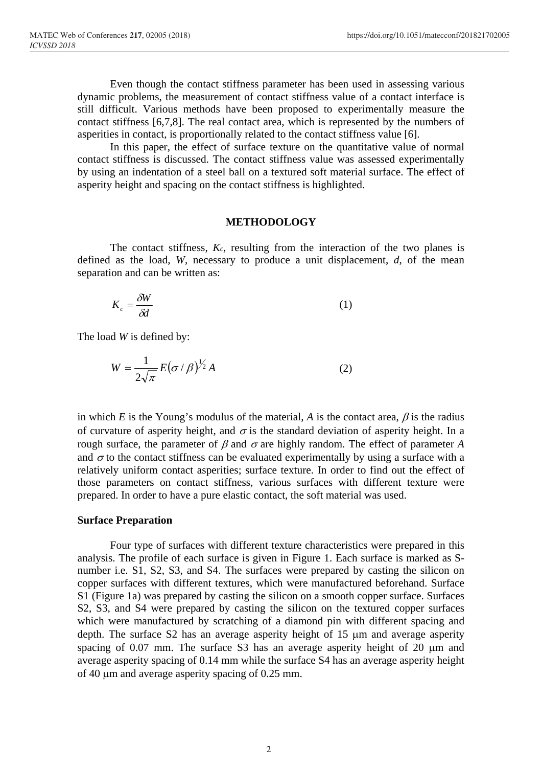Even though the contact stiffness parameter has been used in assessing various dynamic problems, the measurement of contact stiffness value of a contact interface is still difficult. Various methods have been proposed to experimentally measure the contact stiffness [6,7,8]. The real contact area, which is represented by the numbers of asperities in contact, is proportionally related to the contact stiffness value [6].

In this paper, the effect of surface texture on the quantitative value of normal contact stiffness is discussed. The contact stiffness value was assessed experimentally by using an indentation of a steel ball on a textured soft material surface. The effect of asperity height and spacing on the contact stiffness is highlighted.

## METHODOLOGY

The contact stiffness, $K_c$, resulting from the interaction of the two planes is defined as the load, $W$, necessary to produce a unit displacement, $d$, of the mean separation and can be written as:

$$K_c = \frac{\delta W}{\delta d} \tag{1}$$

The load $W$ is defined by:

$$W = \frac{1}{2\sqrt{\pi}} E(\sigma / \beta)^{1/2} A \tag{2}$$

in which $E$ is the Young's modulus of the material, $A$ is the contact area, $\beta$ is the radius of curvature of asperity height, and $\sigma$ is the standard deviation of asperity height. In a rough surface, the parameter of $\beta$ and $\sigma$ are highly random. The effect of parameter $A$ and $\sigma$ to the contact stiffness can be evaluated experimentally by using a surface with a relatively uniform contact asperities; surface texture. In order to find out the effect of those parameters on contact stiffness, various surfaces with different texture were prepared. In order to have a pure elastic contact, the soft material was used.

### Surface Preparation

Four type of surfaces with different texture characteristics were prepared in this analysis. The profile of each surface is given in Figure 1. Each surface is marked as S-number i.e. S1, S2, S3, and S4. The surfaces were prepared by casting the silicon on copper surfaces with different textures, which were manufactured beforehand. Surface S1 (Figure 1a) was prepared by casting the silicon on a smooth copper surface. Surfaces S2, S3, and S4 were prepared by casting the silicon on the textured copper surfaces which were manufactured by scratching of a diamond pin with different spacing and depth. The surface S2 has an average asperity height of 15 μm and average asperity spacing of 0.07 mm. The surface S3 has an average asperity height of 20 μm and average asperity spacing of 0.14 mm while the surface S4 has an average asperity height of 40 μm and average asperity spacing of 0.25 mm.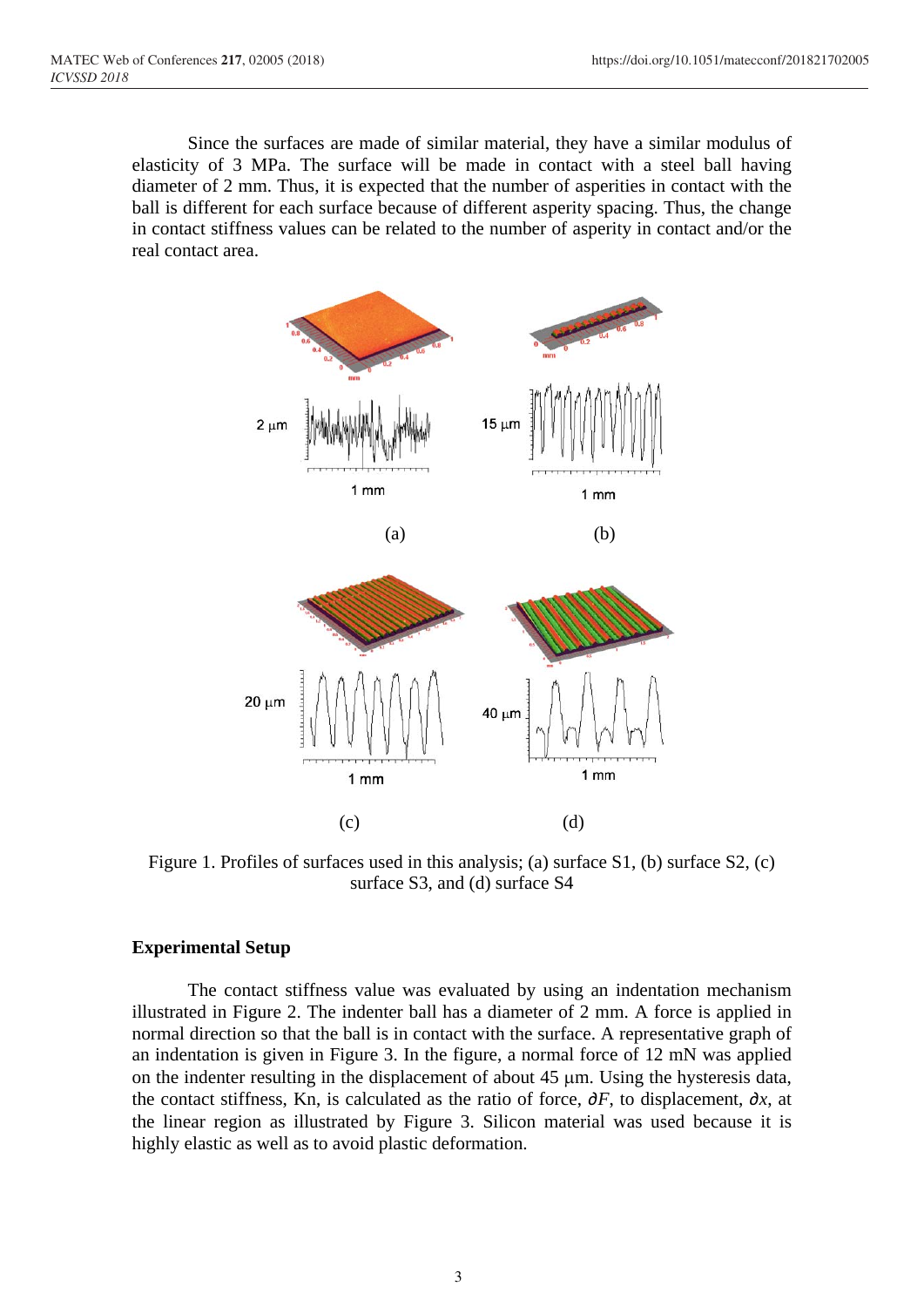Since the surfaces are made of similar material, they have a similar modulus of elasticity of 3 MPa. The surface will be made in contact with a steel ball having diameter of 2 mm. Thus, it is expected that the number of asperities in contact with the ball is different for each surface because of different asperity spacing. Thus, the change in contact stiffness values can be related to the number of asperity in contact and/or the real contact area.

Figure 1. Profiles of surfaces used in this analysis; (a) surface S1, (b) surface S2, (c) surface S3, and (d) surface S4

### Experimental Setup

The contact stiffness value was evaluated by using an indentation mechanism illustrated in Figure 2. The indenter ball has a diameter of 2 mm. A force is applied in normal direction so that the ball is in contact with the surface. A representative graph of an indentation is given in Figure 3. In the figure, a normal force of 12 mN was applied on the indenter resulting in the displacement of about 45 µm. Using the hysteresis data, the contact stiffness, Kn, is calculated as the ratio of force, $\partial F$, to displacement, $\partial x$, at the linear region as illustrated by Figure 3. Silicon material was used because it is highly elastic as well as to avoid plastic deformation.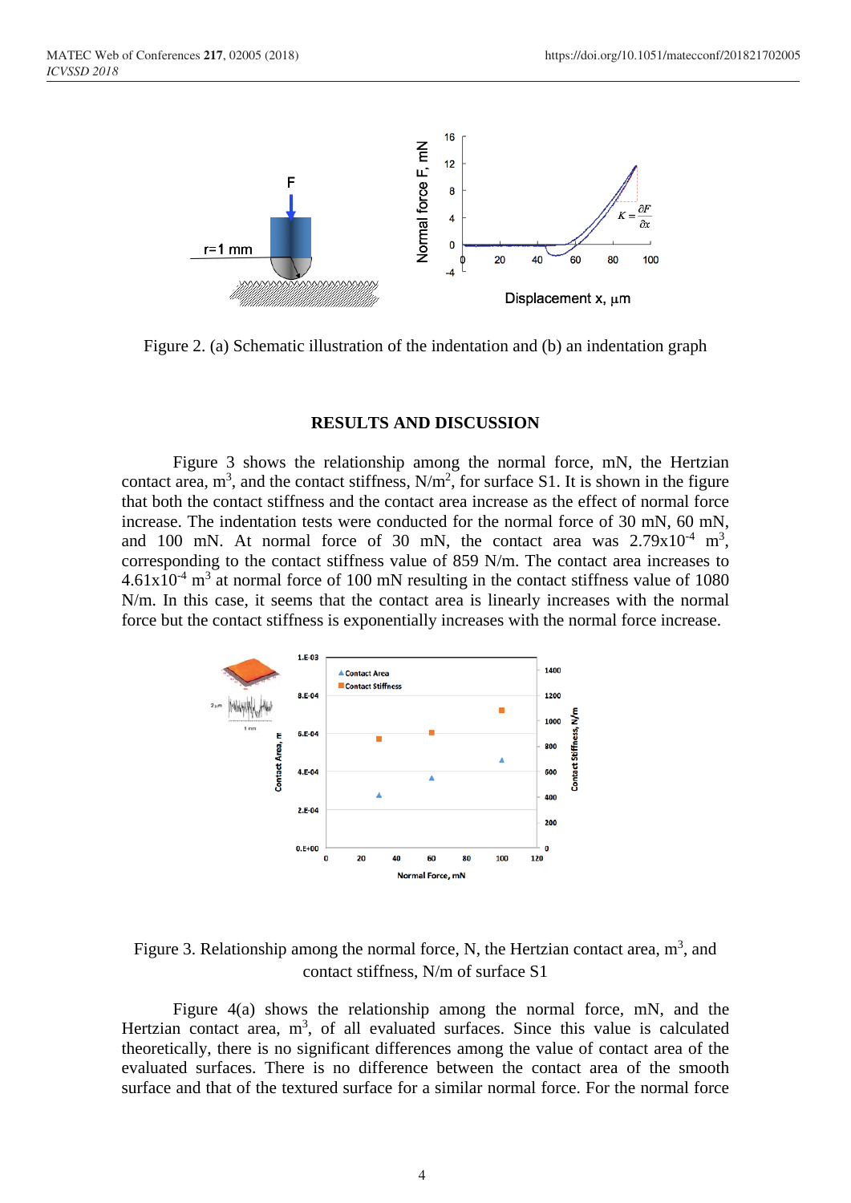Figure 2. (a) Schematic illustration of the indentation and (b) an indentation graph

## RESULTS AND DISCUSSION

Figure 3 shows the relationship among the normal force, mN, the Hertzian contact area, $m^3$, and the contact stiffness, $N/m^2$, for surface S1. It is shown in the figure that both the contact stiffness and the contact area increase as the effect of normal force increase. The indentation tests were conducted for the normal force of 30 mN, 60 mN, and 100 mN. At normal force of 30 mN, the contact area was $2.79 \times 10^{-4}$ $m^3$, corresponding to the contact stiffness value of 859 N/m. The contact area increases to $4.61 \times 10^{-4}$ $m^3$ at normal force of 100 mN resulting in the contact stiffness value of 1080 N/m. In this case, it seems that the contact area is linearly increases with the normal force but the contact stiffness is exponentially increases with the normal force increase.

Figure 3. Relationship among the normal force, N, the Hertzian contact area, $m^3$, and contact stiffness, N/m of surface S1

Figure 4(a) shows the relationship among the normal force, mN, and the Hertzian contact area, $m^3$, of all evaluated surfaces. Since this value is calculated theoretically, there is no significant differences among the value of contact area of the evaluated surfaces. There is no difference between the contact area of the smooth surface and that of the textured surface for a similar normal force. For the normal force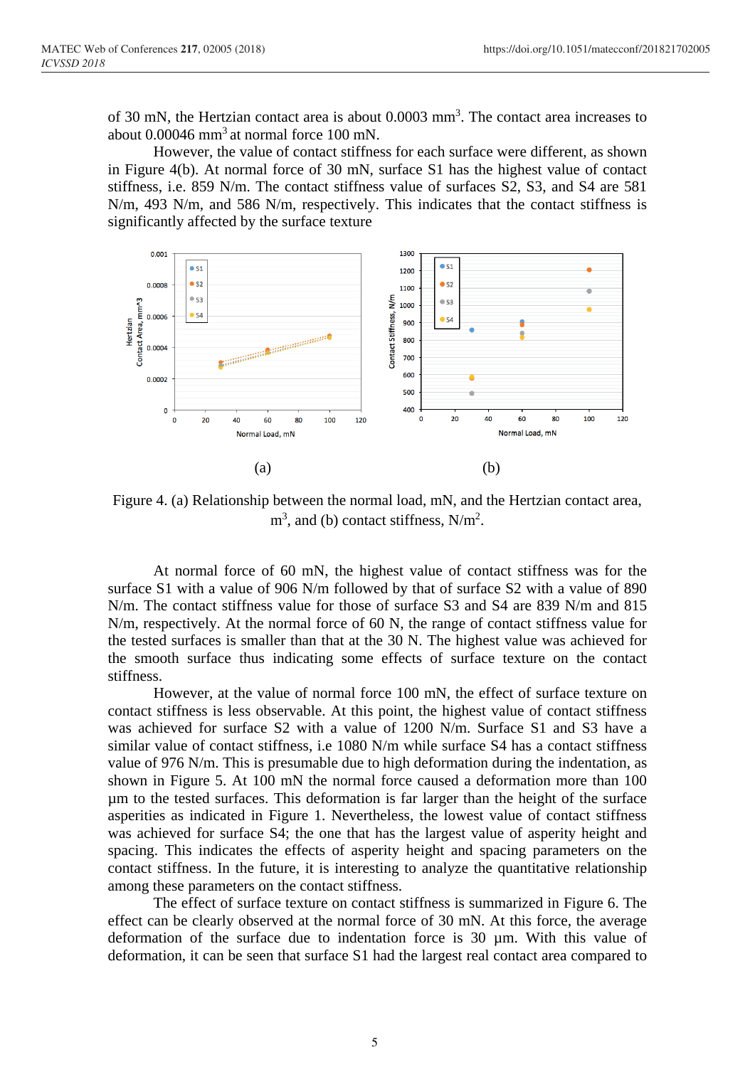of 30 mN, the Hertzian contact area is about 0.0003 mm$^3$. The contact area increases to about 0.00046 mm$^3$ at normal force 100 mN.

However, the value of contact stiffness for each surface were different, as shown in Figure 4(b). At normal force of 30 mN, surface S1 has the highest value of contact stiffness, i.e. 859 N/m. The contact stiffness value of surfaces S2, S3, and S4 are 581 N/m, 493 N/m, and 586 N/m, respectively. This indicates that the contact stiffness is significantly affected by the surface texture

(a) (b)

Figure 4. (a) Relationship between the normal load, mN, and the Hertzian contact area, m$^3$, and (b) contact stiffness, N/m$^2$.

At normal force of 60 mN, the highest value of contact stiffness was for the surface S1 with a value of 906 N/m followed by that of surface S2 with a value of 890 N/m. The contact stiffness value for those of surface S3 and S4 are 839 N/m and 815 N/m, respectively. At the normal force of 60 N, the range of contact stiffness value for the tested surfaces is smaller than that at the 30 N. The highest value was achieved for the smooth surface thus indicating some effects of surface texture on the contact stiffness.

However, at the value of normal force 100 mN, the effect of surface texture on contact stiffness is less observable. At this point, the highest value of contact stiffness was achieved for surface S2 with a value of 1200 N/m. Surface S1 and S3 have a similar value of contact stiffness, i.e 1080 N/m while surface S4 has a contact stiffness value of 976 N/m. This is presumable due to high deformation during the indentation, as shown in Figure 5. At 100 mN the normal force caused a deformation more than 100 µm to the tested surfaces. This deformation is far larger than the height of the surface asperities as indicated in Figure 1. Nevertheless, the lowest value of contact stiffness was achieved for surface S4; the one that has the largest value of asperity height and spacing. This indicates the effects of asperity height and spacing parameters on the contact stiffness. In the future, it is interesting to analyze the quantitative relationship among these parameters on the contact stiffness.

The effect of surface texture on contact stiffness is summarized in Figure 6. The effect can be clearly observed at the normal force of 30 mN. At this force, the average deformation of the surface due to indentation force is 30 µm. With this value of deformation, it can be seen that surface S1 had the largest real contact area compared to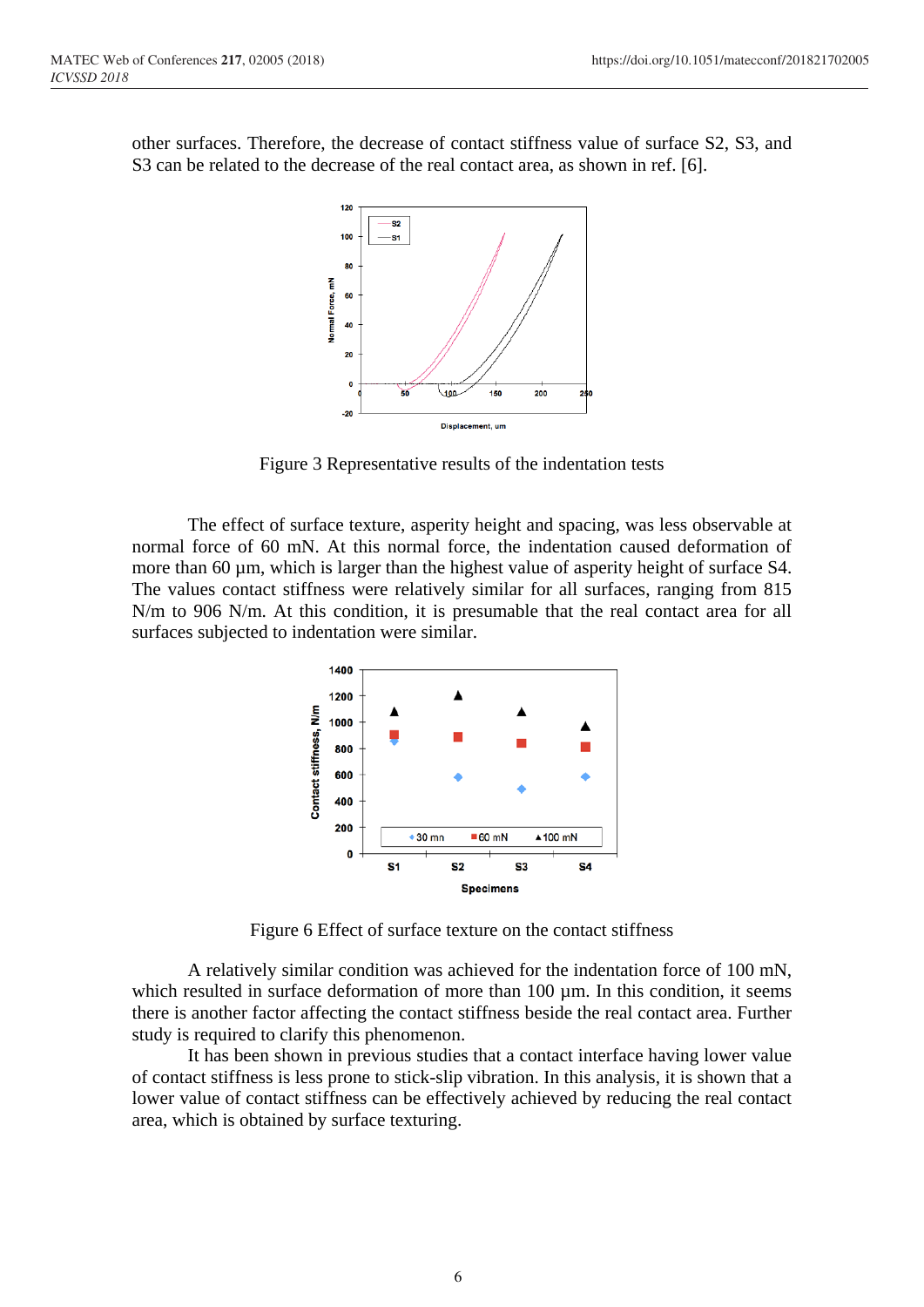other surfaces. Therefore, the decrease of contact stiffness value of surface S2, S3, and S3 can be related to the decrease of the real contact area, as shown in ref. [6].

Figure 3 Representative results of the indentation tests

The effect of surface texture, asperity height and spacing, was less observable at normal force of 60 mN. At this normal force, the indentation caused deformation of more than 60 µm, which is larger than the highest value of asperity height of surface S4. The values contact stiffness were relatively similar for all surfaces, ranging from 815 N/m to 906 N/m. At this condition, it is presumable that the real contact area for all surfaces subjected to indentation were similar.

Figure 6 Effect of surface texture on the contact stiffness

A relatively similar condition was achieved for the indentation force of 100 mN, which resulted in surface deformation of more than 100 µm. In this condition, it seems there is another factor affecting the contact stiffness beside the real contact area. Further study is required to clarify this phenomenon.

It has been shown in previous studies that a contact interface having lower value of contact stiffness is less prone to stick-slip vibration. In this analysis, it is shown that a lower value of contact stiffness can be effectively achieved by reducing the real contact area, which is obtained by surface texturing.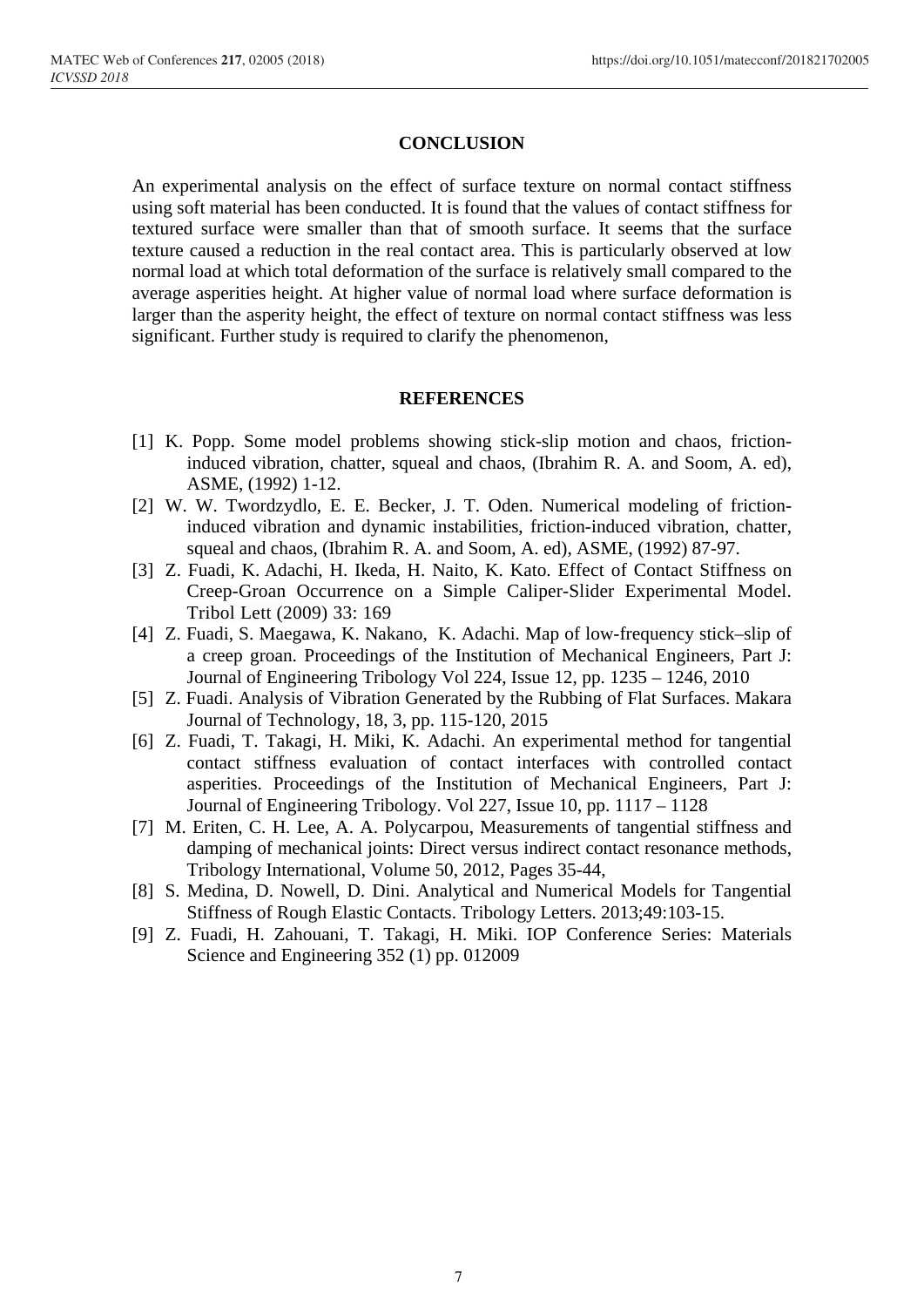## CONCLUSION

An experimental analysis on the effect of surface texture on normal contact stiffness using soft material has been conducted. It is found that the values of contact stiffness for textured surface were smaller than that of smooth surface. It seems that the surface texture caused a reduction in the real contact area. This is particularly observed at low normal load at which total deformation of the surface is relatively small compared to the average asperities height. At higher value of normal load where surface deformation is larger than the asperity height, the effect of texture on normal contact stiffness was less significant. Further study is required to clarify the phenomenon,

## REFERENCES

[1] K. Popp. Some model problems showing stick-slip motion and chaos, friction-induced vibration, chatter, squeal and chaos, (Ibrahim R. A. and Soom, A. ed), ASME, (1992) 1-12.

[2] W. W. Twordzydlo, E. E. Becker, J. T. Oden. Numerical modeling of friction-induced vibration and dynamic instabilities, friction-induced vibration, chatter, squeal and chaos, (Ibrahim R. A. and Soom, A. ed), ASME, (1992) 87-97.

[3] Z. Fuadi, K. Adachi, H. Ikeda, H. Naito, K. Kato. Effect of Contact Stiffness on Creep-Groan Occurrence on a Simple Caliper-Slider Experimental Model. Tribol Lett (2009) 33: 169

[4] Z. Fuadi, S. Maegawa, K. Nakano, K. Adachi. Map of low-frequency stick–slip of a creep groan. Proceedings of the Institution of Mechanical Engineers, Part J: Journal of Engineering Tribology Vol 224, Issue 12, pp. 1235 – 1246, 2010

[5] Z. Fuadi. Analysis of Vibration Generated by the Rubbing of Flat Surfaces. Makara Journal of Technology, 18, 3, pp. 115-120, 2015

[6] Z. Fuadi, T. Takagi, H. Miki, K. Adachi. An experimental method for tangential contact stiffness evaluation of contact interfaces with controlled contact asperities. Proceedings of the Institution of Mechanical Engineers, Part J: Journal of Engineering Tribology. Vol 227, Issue 10, pp. 1117 – 1128

[7] M. Eriten, C. H. Lee, A. A. Polycarpou, Measurements of tangential stiffness and damping of mechanical joints: Direct versus indirect contact resonance methods, Tribology International, Volume 50, 2012, Pages 35-44,

[8] S. Medina, D. Nowell, D. Dini. Analytical and Numerical Models for Tangential Stiffness of Rough Elastic Contacts. Tribology Letters. 2013;49:103-15.

[9] Z. Fuadi, H. Zahouani, T. Takagi, H. Miki. IOP Conference Series: Materials Science and Engineering 352 (1) pp. 012009